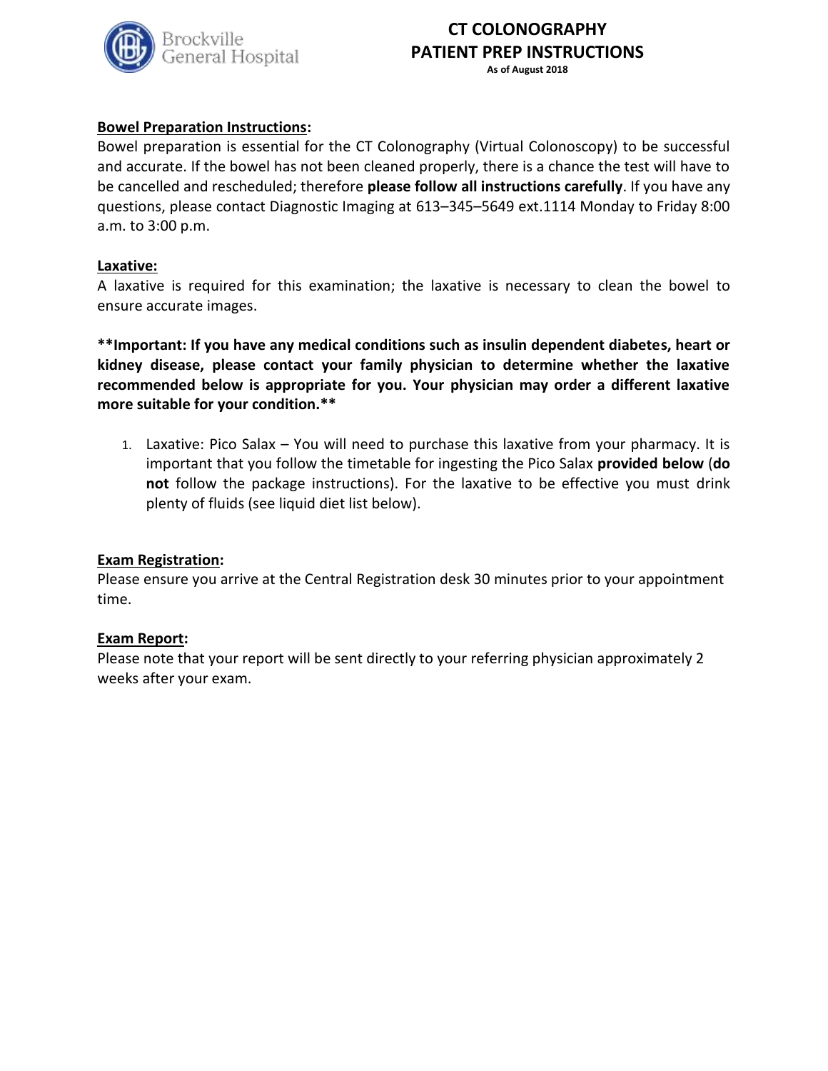Brockville General Hospital

# CT COLONOGRAPHY
# PATIENT PREP INSTRUCTIONS

**As of August 2018**

**Bowel Preparation Instructions:**

Bowel preparation is essential for the CT Colonography (Virtual Colonoscopy) to be successful and accurate. If the bowel has not been cleaned properly, there is a chance the test will have to be cancelled and rescheduled; therefore **please follow all instructions carefully**. If you have any questions, please contact Diagnostic Imaging at 613–345–5649 ext.1114 Monday to Friday 8:00 a.m. to 3:00 p.m.

**Laxative:**

A laxative is required for this examination; the laxative is necessary to clean the bowel to ensure accurate images.

****Important: If you have any medical conditions such as insulin dependent diabetes, heart or kidney disease, please contact your family physician to determine whether the laxative recommended below is appropriate for you. Your physician may order a different laxative more suitable for your condition.****

1. Laxative: Pico Salax – You will need to purchase this laxative from your pharmacy. It is important that you follow the timetable for ingesting the Pico Salax **provided below** (**do not** follow the package instructions). For the laxative to be effective you must drink plenty of fluids (see liquid diet list below).

**Exam Registration:**

Please ensure you arrive at the Central Registration desk 30 minutes prior to your appointment time.

**Exam Report:**

Please note that your report will be sent directly to your referring physician approximately 2 weeks after your exam.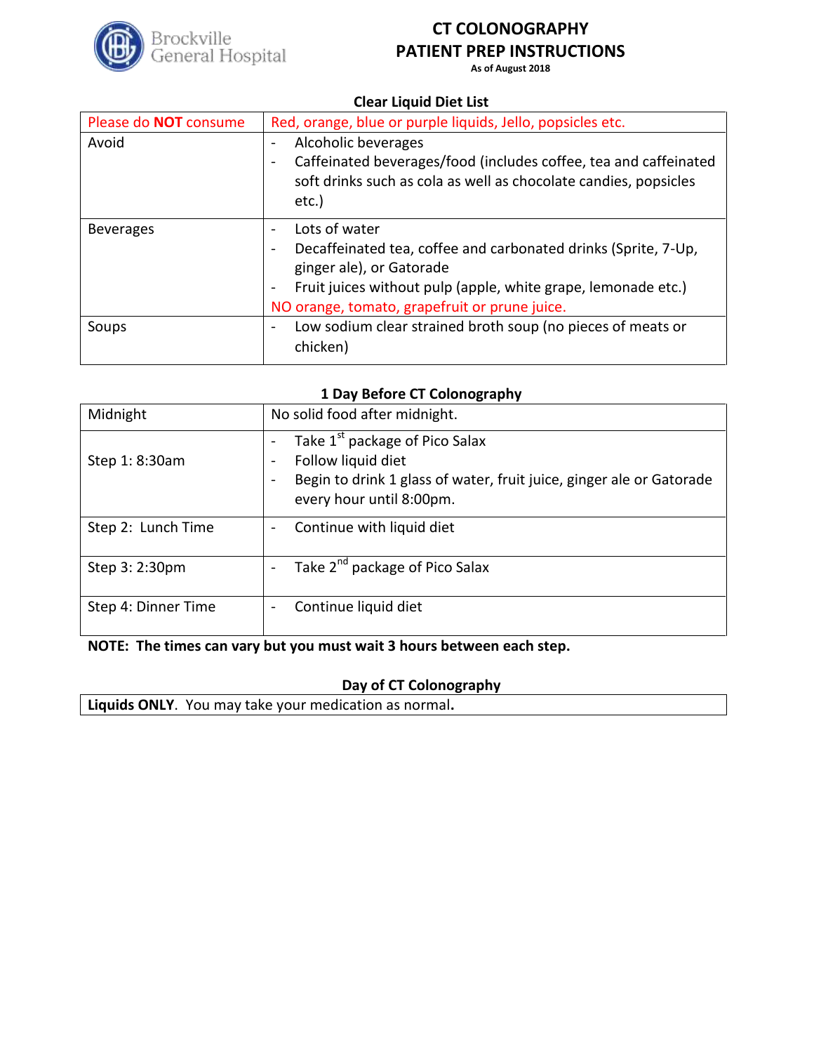Brockville General Hospital

# CT COLONOGRAPHY
# PATIENT PREP INSTRUCTIONS

**As of August 2018**

### Clear Liquid Diet List

| | |
|---|---|
| Please do **NOT** consume | Red, orange, blue or purple liquids, Jello, popsicles etc. |
| Avoid | - Alcoholic beverages<br>- Caffeinated beverages/food (includes coffee, tea and caffeinated soft drinks such as cola as well as chocolate candies, popsicles etc.) |
| Beverages | - Lots of water<br>- Decaffeinated tea, coffee and carbonated drinks (Sprite, 7-Up, ginger ale), or Gatorade<br>- Fruit juices without pulp (apple, white grape, lemonade etc.)<br>NO orange, tomato, grapefruit or prune juice. |
| Soups | - Low sodium clear strained broth soup (no pieces of meats or chicken) |

### 1 Day Before CT Colonography

| | |
|---|---|
| Midnight | No solid food after midnight. |
| Step 1: 8:30am | - Take 1st package of Pico Salax<br>- Follow liquid diet<br>- Begin to drink 1 glass of water, fruit juice, ginger ale or Gatorade every hour until 8:00pm. |
| Step 2: Lunch Time | - Continue with liquid diet |
| Step 3: 2:30pm | - Take 2nd package of Pico Salax |
| Step 4: Dinner Time | - Continue liquid diet |

**NOTE: The times can vary but you must wait 3 hours between each step.**

### Day of CT Colonography

| |
|---|
| **Liquids ONLY**. You may take your medication as normal**.** |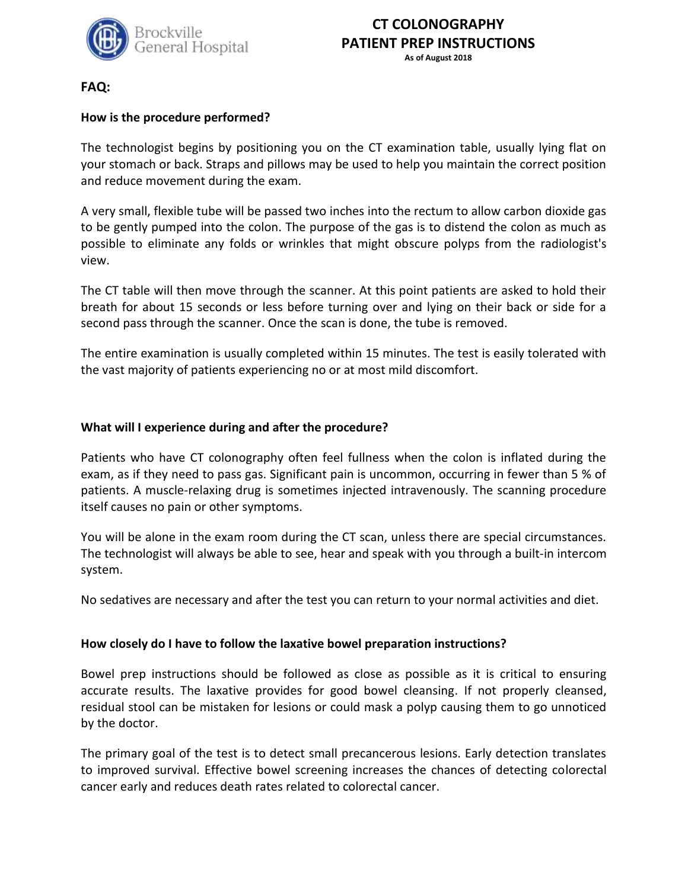## FAQ:

### How is the procedure performed?

The technologist begins by positioning you on the CT examination table, usually lying flat on your stomach or back. Straps and pillows may be used to help you maintain the correct position and reduce movement during the exam.

A very small, flexible tube will be passed two inches into the rectum to allow carbon dioxide gas to be gently pumped into the colon. The purpose of the gas is to distend the colon as much as possible to eliminate any folds or wrinkles that might obscure polyps from the radiologist's view.

The CT table will then move through the scanner. At this point patients are asked to hold their breath for about 15 seconds or less before turning over and lying on their back or side for a second pass through the scanner. Once the scan is done, the tube is removed.

The entire examination is usually completed within 15 minutes. The test is easily tolerated with the vast majority of patients experiencing no or at most mild discomfort.

### What will I experience during and after the procedure?

Patients who have CT colonography often feel fullness when the colon is inflated during the exam, as if they need to pass gas. Significant pain is uncommon, occurring in fewer than 5 % of patients. A muscle-relaxing drug is sometimes injected intravenously. The scanning procedure itself causes no pain or other symptoms.

You will be alone in the exam room during the CT scan, unless there are special circumstances. The technologist will always be able to see, hear and speak with you through a built-in intercom system.

No sedatives are necessary and after the test you can return to your normal activities and diet.

### How closely do I have to follow the laxative bowel preparation instructions?

Bowel prep instructions should be followed as close as possible as it is critical to ensuring accurate results. The laxative provides for good bowel cleansing. If not properly cleansed, residual stool can be mistaken for lesions or could mask a polyp causing them to go unnoticed by the doctor.

The primary goal of the test is to detect small precancerous lesions. Early detection translates to improved survival. Effective bowel screening increases the chances of detecting colorectal cancer early and reduces death rates related to colorectal cancer.